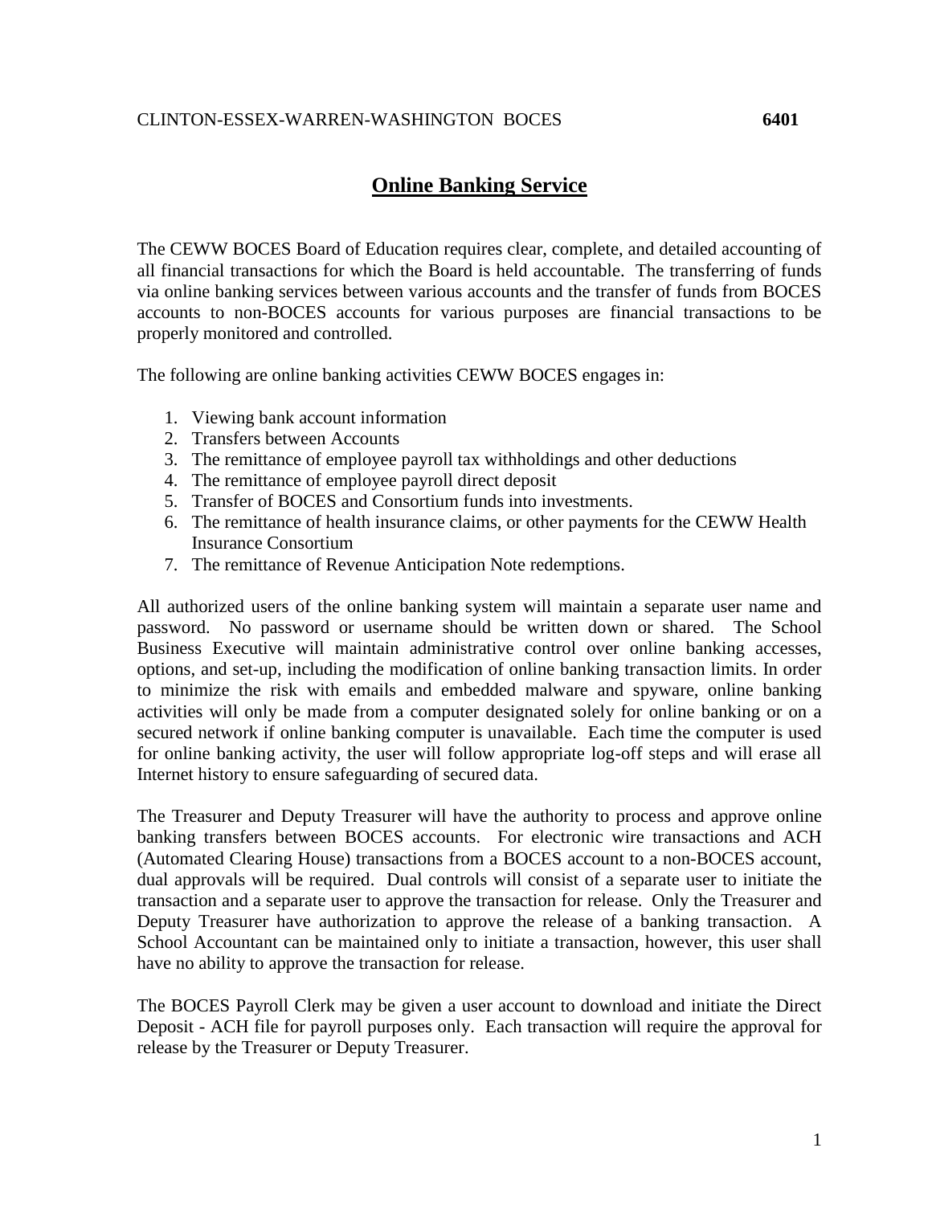CLINTON-ESSEX-WARREN-WASHINGTON BOCES **6401**

# Online Banking Service

The CEWW BOCES Board of Education requires clear, complete, and detailed accounting of all financial transactions for which the Board is held accountable. The transferring of funds via online banking services between various accounts and the transfer of funds from BOCES accounts to non-BOCES accounts for various purposes are financial transactions to be properly monitored and controlled.

The following are online banking activities CEWW BOCES engages in:

1. Viewing bank account information
2. Transfers between Accounts
3. The remittance of employee payroll tax withholdings and other deductions
4. The remittance of employee payroll direct deposit
5. Transfer of BOCES and Consortium funds into investments.
6. The remittance of health insurance claims, or other payments for the CEWW Health Insurance Consortium
7. The remittance of Revenue Anticipation Note redemptions.

All authorized users of the online banking system will maintain a separate user name and password. No password or username should be written down or shared. The School Business Executive will maintain administrative control over online banking accesses, options, and set-up, including the modification of online banking transaction limits. In order to minimize the risk with emails and embedded malware and spyware, online banking activities will only be made from a computer designated solely for online banking or on a secured network if online banking computer is unavailable. Each time the computer is used for online banking activity, the user will follow appropriate log-off steps and will erase all Internet history to ensure safeguarding of secured data.

The Treasurer and Deputy Treasurer will have the authority to process and approve online banking transfers between BOCES accounts. For electronic wire transactions and ACH (Automated Clearing House) transactions from a BOCES account to a non-BOCES account, dual approvals will be required. Dual controls will consist of a separate user to initiate the transaction and a separate user to approve the transaction for release. Only the Treasurer and Deputy Treasurer have authorization to approve the release of a banking transaction. A School Accountant can be maintained only to initiate a transaction, however, this user shall have no ability to approve the transaction for release.

The BOCES Payroll Clerk may be given a user account to download and initiate the Direct Deposit - ACH file for payroll purposes only. Each transaction will require the approval for release by the Treasurer or Deputy Treasurer.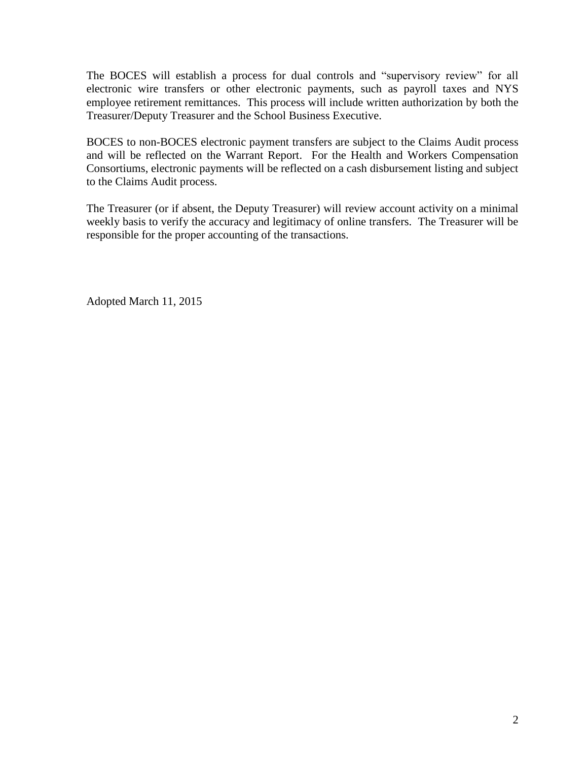The BOCES will establish a process for dual controls and "supervisory review" for all electronic wire transfers or other electronic payments, such as payroll taxes and NYS employee retirement remittances. This process will include written authorization by both the Treasurer/Deputy Treasurer and the School Business Executive.

BOCES to non-BOCES electronic payment transfers are subject to the Claims Audit process and will be reflected on the Warrant Report. For the Health and Workers Compensation Consortiums, electronic payments will be reflected on a cash disbursement listing and subject to the Claims Audit process.

The Treasurer (or if absent, the Deputy Treasurer) will review account activity on a minimal weekly basis to verify the accuracy and legitimacy of online transfers. The Treasurer will be responsible for the proper accounting of the transactions.

Adopted March 11, 2015